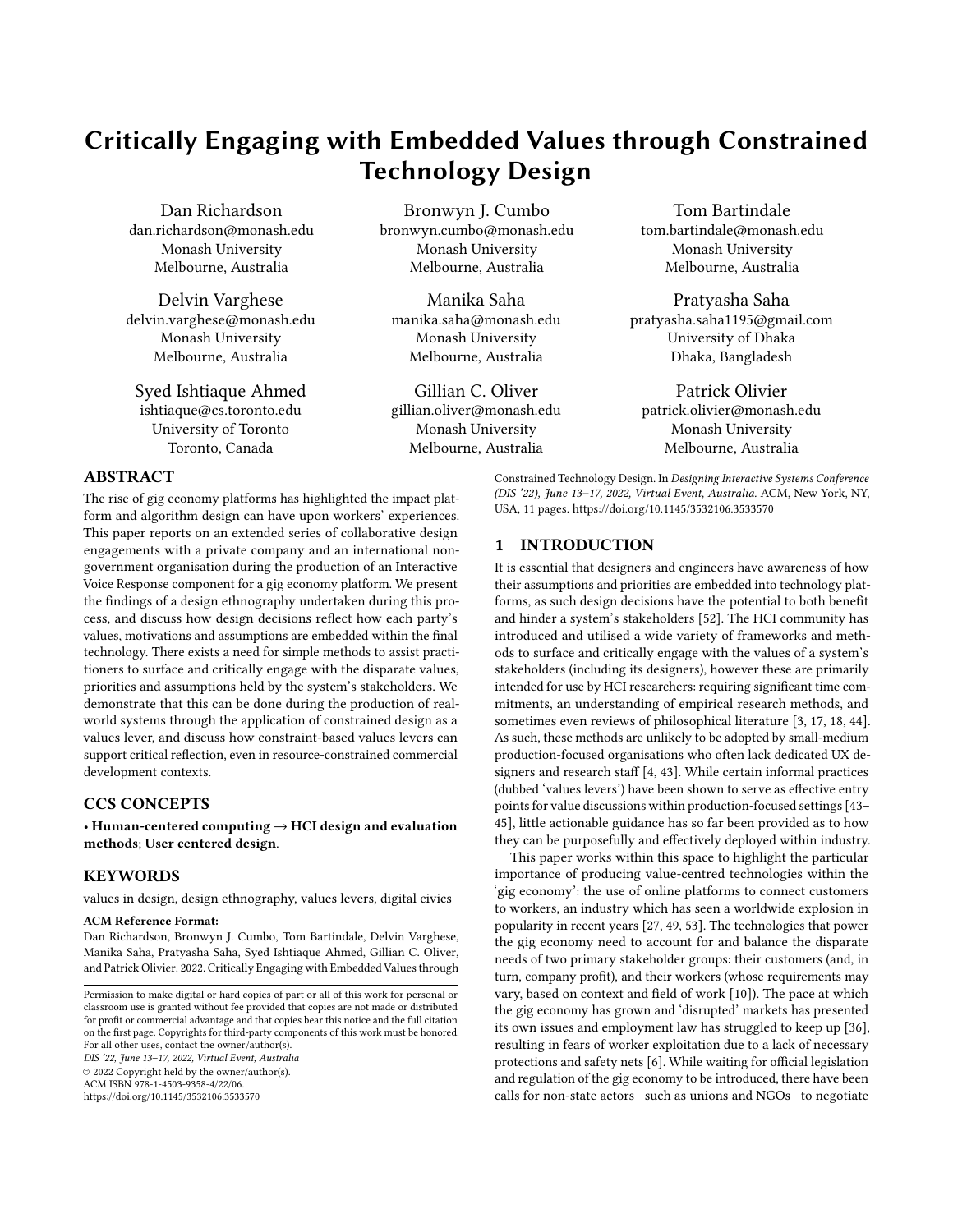# Critically Engaging with Embedded Values through Constrained Technology Design

Dan Richardson
dan.richardson@monash.edu
Monash University
Melbourne, Australia

Bronwyn J. Cumbo
bronwyn.cumbo@monash.edu
Monash University
Melbourne, Australia

Tom Bartindale
tom.bartindale@monash.edu
Monash University
Melbourne, Australia

Delvin Varghese
delvin.varghese@monash.edu
Monash University
Melbourne, Australia

Manika Saha
manika.saha@monash.edu
Monash University
Melbourne, Australia

Pratyasha Saha
pratyasha.saha1195@gmail.com
University of Dhaka
Dhaka, Bangladesh

Syed Ishtiaque Ahmed
ishtiaque@cs.toronto.edu
University of Toronto
Toronto, Canada

Gillian C. Oliver
gillian.oliver@monash.edu
Monash University
Melbourne, Australia

Patrick Olivier
patrick.olivier@monash.edu
Monash University
Melbourne, Australia

## ABSTRACT

The rise of gig economy platforms has highlighted the impact platform and algorithm design can have upon workers' experiences. This paper reports on an extended series of collaborative design engagements with a private company and an international non-government organisation during the production of an Interactive Voice Response component for a gig economy platform. We present the findings of a design ethnography undertaken during this process, and discuss how design decisions reflect how each party's values, motivations and assumptions are embedded within the final technology. There exists a need for simple methods to assist practitioners to surface and critically engage with the disparate values, priorities and assumptions held by the system's stakeholders. We demonstrate that this can be done during the production of real-world systems through the application of constrained design as a values lever, and discuss how constraint-based values levers can support critical reflection, even in resource-constrained commercial development contexts.

## CCS CONCEPTS

• **Human-centered computing → HCI design and evaluation methods**; **User centered design**.

## KEYWORDS

values in design, design ethnography, values levers, digital civics

**ACM Reference Format:**
Dan Richardson, Bronwyn J. Cumbo, Tom Bartindale, Delvin Varghese, Manika Saha, Pratyasha Saha, Syed Ishtiaque Ahmed, Gillian C. Oliver, and Patrick Olivier. 2022. Critically Engaging with Embedded Values through Constrained Technology Design. In *Designing Interactive Systems Conference (DIS '22), June 13–17, 2022, Virtual Event, Australia.* ACM, New York, NY, USA, 11 pages. https://doi.org/10.1145/3532106.3533570

Permission to make digital or hard copies of part or all of this work for personal or classroom use is granted without fee provided that copies are not made or distributed for profit or commercial advantage and that copies bear this notice and the full citation on the first page. Copyrights for third-party components of this work must be honored. For all other uses, contact the owner/author(s).
*DIS '22, June 13–17, 2022, Virtual Event, Australia*
© 2022 Copyright held by the owner/author(s).
ACM ISBN 978-1-4503-9358-4/22/06.
https://doi.org/10.1145/3532106.3533570

## 1 INTRODUCTION

It is essential that designers and engineers have awareness of how their assumptions and priorities are embedded into technology platforms, as such design decisions have the potential to both benefit and hinder a system's stakeholders [52]. The HCI community has introduced and utilised a wide variety of frameworks and methods to surface and critically engage with the values of a system's stakeholders (including its designers), however these are primarily intended for use by HCI researchers: requiring significant time commitments, an understanding of empirical research methods, and sometimes even reviews of philosophical literature [3, 17, 18, 44]. As such, these methods are unlikely to be adopted by small-medium production-focused organisations who often lack dedicated UX designers and research staff [4, 43]. While certain informal practices (dubbed 'values levers') have been shown to serve as effective entry points for value discussions within production-focused settings [43–45], little actionable guidance has so far been provided as to how they can be purposefully and effectively deployed within industry.

This paper works within this space to highlight the particular importance of producing value-centred technologies within the 'gig economy': the use of online platforms to connect customers to workers, an industry which has seen a worldwide explosion in popularity in recent years [27, 49, 53]. The technologies that power the gig economy need to account for and balance the disparate needs of two primary stakeholder groups: their customers (and, in turn, company profit), and their workers (whose requirements may vary, based on context and field of work [10]). The pace at which the gig economy has grown and 'disrupted' markets has presented its own issues and employment law has struggled to keep up [36], resulting in fears of worker exploitation due to a lack of necessary protections and safety nets [6]. While waiting for official legislation and regulation of the gig economy to be introduced, there have been calls for non-state actors—such as unions and NGOs—to negotiate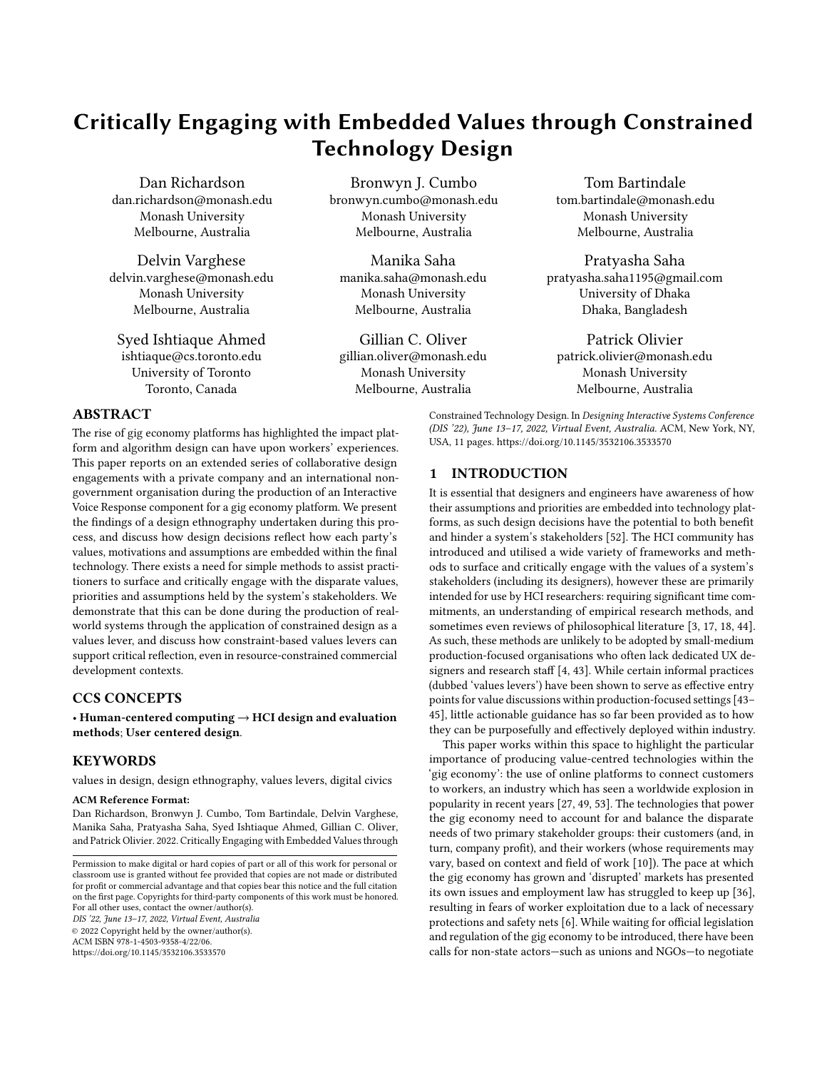# Critically Engaging with Embedded Values through Constrained Technology Design

Dan Richardson
dan.richardson@monash.edu
Monash University
Melbourne, Australia

Bronwyn J. Cumbo
bronwyn.cumbo@monash.edu
Monash University
Melbourne, Australia

Tom Bartindale
tom.bartindale@monash.edu
Monash University
Melbourne, Australia

Delvin Varghese
delvin.varghese@monash.edu
Monash University
Melbourne, Australia

Manika Saha
manika.saha@monash.edu
Monash University
Melbourne, Australia

Pratyasha Saha
pratyasha.saha1195@gmail.com
University of Dhaka
Dhaka, Bangladesh

Syed Ishtiaque Ahmed
ishtiaque@cs.toronto.edu
University of Toronto
Toronto, Canada

Gillian C. Oliver
gillian.oliver@monash.edu
Monash University
Melbourne, Australia

Patrick Olivier
patrick.olivier@monash.edu
Monash University
Melbourne, Australia

## ABSTRACT

The rise of gig economy platforms has highlighted the impact platform and algorithm design can have upon workers' experiences. This paper reports on an extended series of collaborative design engagements with a private company and an international non-government organisation during the production of an Interactive Voice Response component for a gig economy platform. We present the findings of a design ethnography undertaken during this process, and discuss how design decisions reflect how each party's values, motivations and assumptions are embedded within the final technology. There exists a need for simple methods to assist practitioners to surface and critically engage with the disparate values, priorities and assumptions held by the system's stakeholders. We demonstrate that this can be done during the production of real-world systems through the application of constrained design as a values lever, and discuss how constraint-based values levers can support critical reflection, even in resource-constrained commercial development contexts.

## CCS CONCEPTS

• **Human-centered computing** → **HCI design and evaluation methods**; **User centered design**.

## KEYWORDS

values in design, design ethnography, values levers, digital civics

**ACM Reference Format:**
Dan Richardson, Bronwyn J. Cumbo, Tom Bartindale, Delvin Varghese, Manika Saha, Pratyasha Saha, Syed Ishtiaque Ahmed, Gillian C. Oliver, and Patrick Olivier. 2022. Critically Engaging with Embedded Values through Constrained Technology Design. In *Designing Interactive Systems Conference (DIS '22), June 13–17, 2022, Virtual Event, Australia.* ACM, New York, NY, USA, 11 pages. https://doi.org/10.1145/3532106.3533570

Permission to make digital or hard copies of part or all of this work for personal or classroom use is granted without fee provided that copies are not made or distributed for profit or commercial advantage and that copies bear this notice and the full citation on the first page. Copyrights for third-party components of this work must be honored. For all other uses, contact the owner/author(s).
*DIS '22, June 13–17, 2022, Virtual Event, Australia*
© 2022 Copyright held by the owner/author(s).
ACM ISBN 978-1-4503-9358-4/22/06.
https://doi.org/10.1145/3532106.3533570

## 1 INTRODUCTION

It is essential that designers and engineers have awareness of how their assumptions and priorities are embedded into technology platforms, as such design decisions have the potential to both benefit and hinder a system's stakeholders [52]. The HCI community has introduced and utilised a wide variety of frameworks and methods to surface and critically engage with the values of a system's stakeholders (including its designers), however these are primarily intended for use by HCI researchers: requiring significant time commitments, an understanding of empirical research methods, and sometimes even reviews of philosophical literature [3, 17, 18, 44]. As such, these methods are unlikely to be adopted by small-medium production-focused organisations who often lack dedicated UX designers and research staff [4, 43]. While certain informal practices (dubbed 'values levers') have been shown to serve as effective entry points for value discussions within production-focused settings [43–45], little actionable guidance has so far been provided as to how they can be purposefully and effectively deployed within industry.

This paper works within this space to highlight the particular importance of producing value-centred technologies within the 'gig economy': the use of online platforms to connect customers to workers, an industry which has seen a worldwide explosion in popularity in recent years [27, 49, 53]. The technologies that power the gig economy need to account for and balance the disparate needs of two primary stakeholder groups: their customers (and, in turn, company profit), and their workers (whose requirements may vary, based on context and field of work [10]). The pace at which the gig economy has grown and 'disrupted' markets has presented its own issues and employment law has struggled to keep up [36], resulting in fears of worker exploitation due to a lack of necessary protections and safety nets [6]. While waiting for official legislation and regulation of the gig economy to be introduced, there have been calls for non-state actors—such as unions and NGOs—to negotiate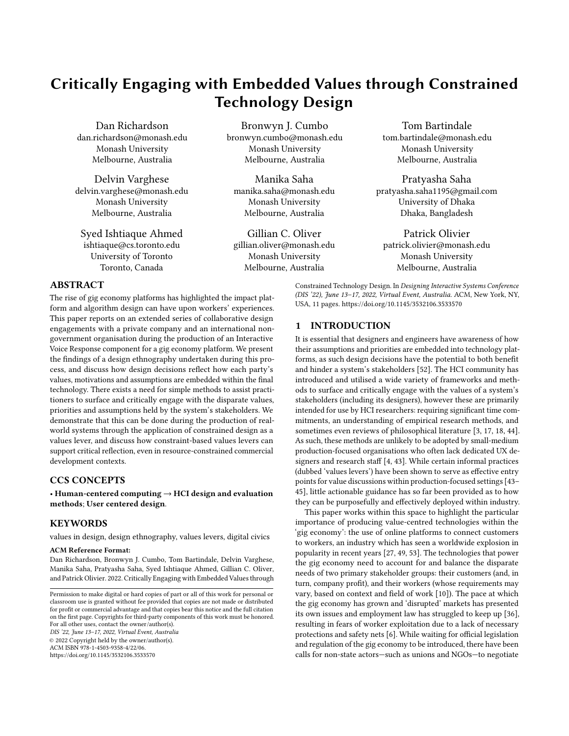# Critically Engaging with Embedded Values through Constrained Technology Design

Dan Richardson
dan.richardson@monash.edu
Monash University
Melbourne, Australia

Bronwyn J. Cumbo
bronwyn.cumbo@monash.edu
Monash University
Melbourne, Australia

Tom Bartindale
tom.bartindale@monash.edu
Monash University
Melbourne, Australia

Delvin Varghese
delvin.varghese@monash.edu
Monash University
Melbourne, Australia

Manika Saha
manika.saha@monash.edu
Monash University
Melbourne, Australia

Pratyasha Saha
pratyasha.saha1195@gmail.com
University of Dhaka
Dhaka, Bangladesh

Syed Ishtiaque Ahmed
ishtiaque@cs.toronto.edu
University of Toronto
Toronto, Canada

Gillian C. Oliver
gillian.oliver@monash.edu
Monash University
Melbourne, Australia

Patrick Olivier
patrick.olivier@monash.edu
Monash University
Melbourne, Australia

## ABSTRACT

The rise of gig economy platforms has highlighted the impact platform and algorithm design can have upon workers' experiences. This paper reports on an extended series of collaborative design engagements with a private company and an international non-government organisation during the production of an Interactive Voice Response component for a gig economy platform. We present the findings of a design ethnography undertaken during this process, and discuss how design decisions reflect how each party's values, motivations and assumptions are embedded within the final technology. There exists a need for simple methods to assist practitioners to surface and critically engage with the disparate values, priorities and assumptions held by the system's stakeholders. We demonstrate that this can be done during the production of real-world systems through the application of constrained design as a values lever, and discuss how constraint-based values levers can support critical reflection, even in resource-constrained commercial development contexts.

## CCS CONCEPTS

• **Human-centered computing → HCI design and evaluation methods**; **User centered design**.

## KEYWORDS

values in design, design ethnography, values levers, digital civics

**ACM Reference Format:**
Dan Richardson, Bronwyn J. Cumbo, Tom Bartindale, Delvin Varghese, Manika Saha, Pratyasha Saha, Syed Ishtiaque Ahmed, Gillian C. Oliver, and Patrick Olivier. 2022. Critically Engaging with Embedded Values through Constrained Technology Design. In *Designing Interactive Systems Conference (DIS '22), June 13–17, 2022, Virtual Event, Australia.* ACM, New York, NY, USA, 11 pages. https://doi.org/10.1145/3532106.3533570

Permission to make digital or hard copies of part or all of this work for personal or classroom use is granted without fee provided that copies are not made or distributed for profit or commercial advantage and that copies bear this notice and the full citation on the first page. Copyrights for third-party components of this work must be honored. For all other uses, contact the owner/author(s).
*DIS '22, June 13–17, 2022, Virtual Event, Australia*
© 2022 Copyright held by the owner/author(s).
ACM ISBN 978-1-4503-9358-4/22/06.
https://doi.org/10.1145/3532106.3533570

## 1 INTRODUCTION

It is essential that designers and engineers have awareness of how their assumptions and priorities are embedded into technology platforms, as such design decisions have the potential to both benefit and hinder a system's stakeholders [52]. The HCI community has introduced and utilised a wide variety of frameworks and methods to surface and critically engage with the values of a system's stakeholders (including its designers), however these are primarily intended for use by HCI researchers: requiring significant time commitments, an understanding of empirical research methods, and sometimes even reviews of philosophical literature [3, 17, 18, 44]. As such, these methods are unlikely to be adopted by small-medium production-focused organisations who often lack dedicated UX designers and research staff [4, 43]. While certain informal practices (dubbed 'values levers') have been shown to serve as effective entry points for value discussions within production-focused settings [43–45], little actionable guidance has so far been provided as to how they can be purposefully and effectively deployed within industry.

This paper works within this space to highlight the particular importance of producing value-centred technologies within the 'gig economy': the use of online platforms to connect customers to workers, an industry which has seen a worldwide explosion in popularity in recent years [27, 49, 53]. The technologies that power the gig economy need to account for and balance the disparate needs of two primary stakeholder groups: their customers (and, in turn, company profit), and their workers (whose requirements may vary, based on context and field of work [10]). The pace at which the gig economy has grown and 'disrupted' markets has presented its own issues and employment law has struggled to keep up [36], resulting in fears of worker exploitation due to a lack of necessary protections and safety nets [6]. While waiting for official legislation and regulation of the gig economy to be introduced, there have been calls for non-state actors—such as unions and NGOs—to negotiate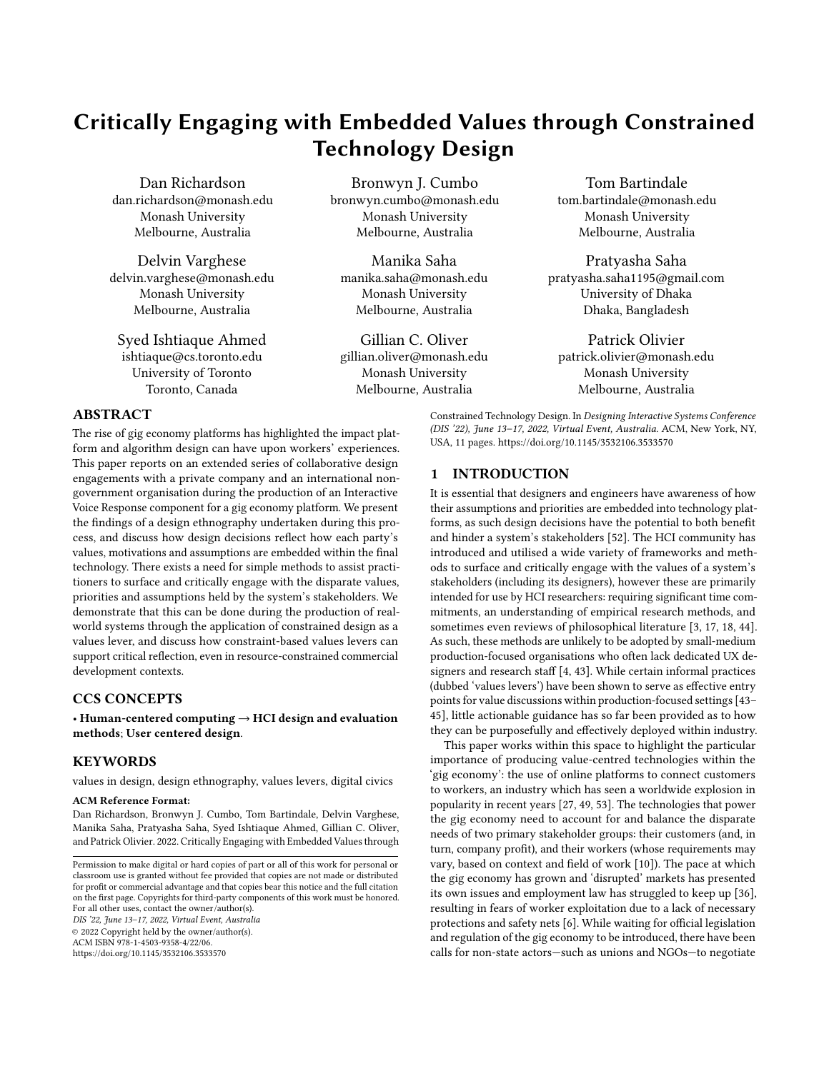# Critically Engaging with Embedded Values through Constrained Technology Design

Dan Richardson
dan.richardson@monash.edu
Monash University
Melbourne, Australia

Bronwyn J. Cumbo
bronwyn.cumbo@monash.edu
Monash University
Melbourne, Australia

Tom Bartindale
tom.bartindale@monash.edu
Monash University
Melbourne, Australia

Delvin Varghese
delvin.varghese@monash.edu
Monash University
Melbourne, Australia

Manika Saha
manika.saha@monash.edu
Monash University
Melbourne, Australia

Pratyasha Saha
pratyasha.saha1195@gmail.com
University of Dhaka
Dhaka, Bangladesh

Syed Ishtiaque Ahmed
ishtiaque@cs.toronto.edu
University of Toronto
Toronto, Canada

Gillian C. Oliver
gillian.oliver@monash.edu
Monash University
Melbourne, Australia

Patrick Olivier
patrick.olivier@monash.edu
Monash University
Melbourne, Australia

## ABSTRACT

The rise of gig economy platforms has highlighted the impact platform and algorithm design can have upon workers' experiences. This paper reports on an extended series of collaborative design engagements with a private company and an international non-government organisation during the production of an Interactive Voice Response component for a gig economy platform. We present the findings of a design ethnography undertaken during this process, and discuss how design decisions reflect how each party's values, motivations and assumptions are embedded within the final technology. There exists a need for simple methods to assist practitioners to surface and critically engage with the disparate values, priorities and assumptions held by the system's stakeholders. We demonstrate that this can be done during the production of real-world systems through the application of constrained design as a values lever, and discuss how constraint-based values levers can support critical reflection, even in resource-constrained commercial development contexts.

## CCS CONCEPTS

• **Human-centered computing → HCI design and evaluation methods**; **User centered design**.

## KEYWORDS

values in design, design ethnography, values levers, digital civics

**ACM Reference Format:**
Dan Richardson, Bronwyn J. Cumbo, Tom Bartindale, Delvin Varghese, Manika Saha, Pratyasha Saha, Syed Ishtiaque Ahmed, Gillian C. Oliver, and Patrick Olivier. 2022. Critically Engaging with Embedded Values through Constrained Technology Design. In *Designing Interactive Systems Conference (DIS '22), June 13–17, 2022, Virtual Event, Australia.* ACM, New York, NY, USA, 11 pages. https://doi.org/10.1145/3532106.3533570

Permission to make digital or hard copies of part or all of this work for personal or classroom use is granted without fee provided that copies are not made or distributed for profit or commercial advantage and that copies bear this notice and the full citation on the first page. Copyrights for third-party components of this work must be honored. For all other uses, contact the owner/author(s).
*DIS '22, June 13–17, 2022, Virtual Event, Australia*
© 2022 Copyright held by the owner/author(s).
ACM ISBN 978-1-4503-9358-4/22/06.
https://doi.org/10.1145/3532106.3533570

## 1 INTRODUCTION

It is essential that designers and engineers have awareness of how their assumptions and priorities are embedded into technology platforms, as such design decisions have the potential to both benefit and hinder a system's stakeholders [52]. The HCI community has introduced and utilised a wide variety of frameworks and methods to surface and critically engage with the values of a system's stakeholders (including its designers), however these are primarily intended for use by HCI researchers: requiring significant time commitments, an understanding of empirical research methods, and sometimes even reviews of philosophical literature [3, 17, 18, 44]. As such, these methods are unlikely to be adopted by small-medium production-focused organisations who often lack dedicated UX designers and research staff [4, 43]. While certain informal practices (dubbed 'values levers') have been shown to serve as effective entry points for value discussions within production-focused settings [43–45], little actionable guidance has so far been provided as to how they can be purposefully and effectively deployed within industry.

This paper works within this space to highlight the particular importance of producing value-centred technologies within the 'gig economy': the use of online platforms to connect customers to workers, an industry which has seen a worldwide explosion in popularity in recent years [27, 49, 53]. The technologies that power the gig economy need to account for and balance the disparate needs of two primary stakeholder groups: their customers (and, in turn, company profit), and their workers (whose requirements may vary, based on context and field of work [10]). The pace at which the gig economy has grown and 'disrupted' markets has presented its own issues and employment law has struggled to keep up [36], resulting in fears of worker exploitation due to a lack of necessary protections and safety nets [6]. While waiting for official legislation and regulation of the gig economy to be introduced, there have been calls for non-state actors—such as unions and NGOs—to negotiate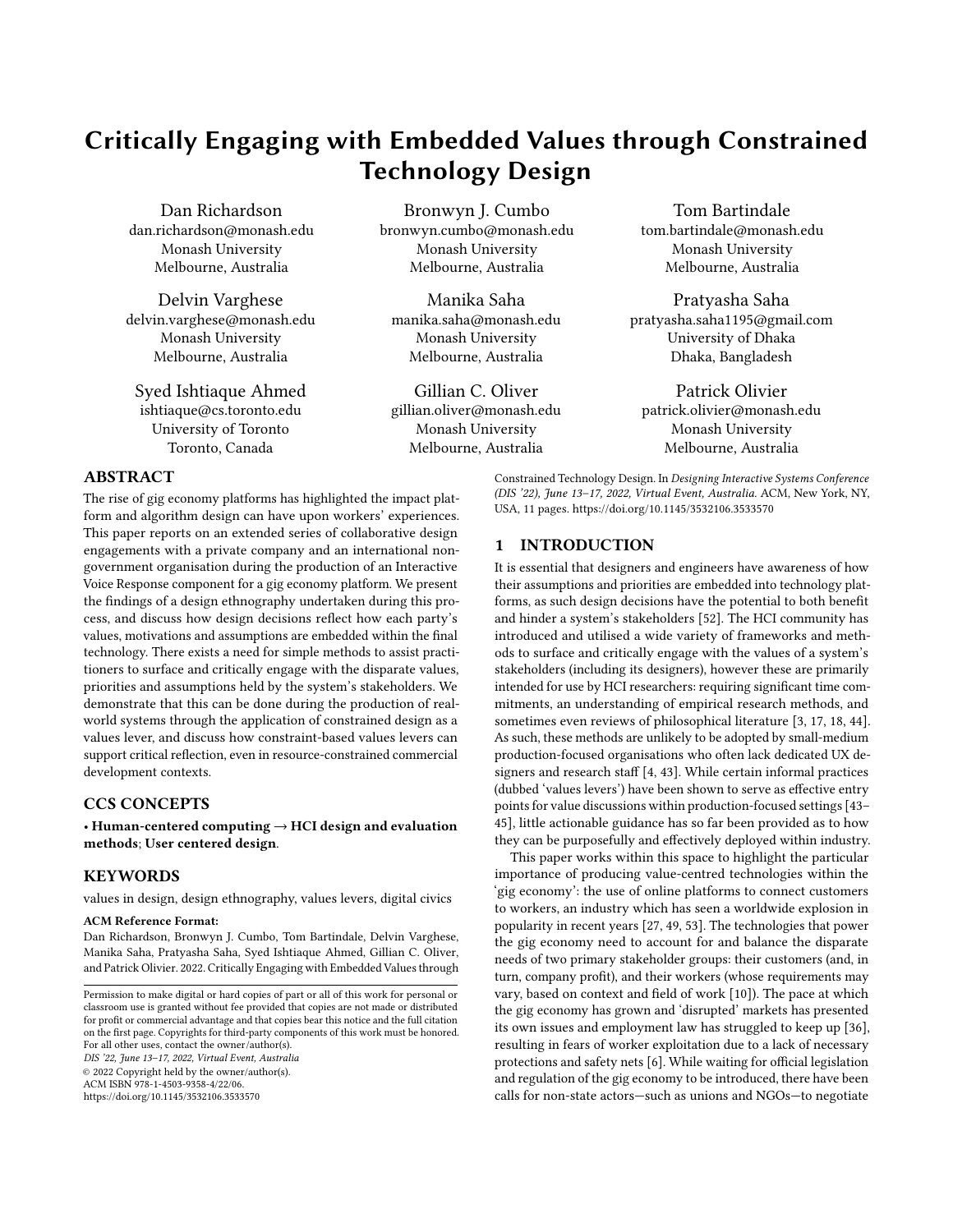# Critically Engaging with Embedded Values through Constrained Technology Design

Dan Richardson
dan.richardson@monash.edu
Monash University
Melbourne, Australia

Bronwyn J. Cumbo
bronwyn.cumbo@monash.edu
Monash University
Melbourne, Australia

Tom Bartindale
tom.bartindale@monash.edu
Monash University
Melbourne, Australia

Delvin Varghese
delvin.varghese@monash.edu
Monash University
Melbourne, Australia

Manika Saha
manika.saha@monash.edu
Monash University
Melbourne, Australia

Pratyasha Saha
pratyasha.saha1195@gmail.com
University of Dhaka
Dhaka, Bangladesh

Syed Ishtiaque Ahmed
ishtiaque@cs.toronto.edu
University of Toronto
Toronto, Canada

Gillian C. Oliver
gillian.oliver@monash.edu
Monash University
Melbourne, Australia

Patrick Olivier
patrick.olivier@monash.edu
Monash University
Melbourne, Australia

## ABSTRACT

The rise of gig economy platforms has highlighted the impact platform and algorithm design can have upon workers' experiences. This paper reports on an extended series of collaborative design engagements with a private company and an international non-government organisation during the production of an Interactive Voice Response component for a gig economy platform. We present the findings of a design ethnography undertaken during this process, and discuss how design decisions reflect how each party's values, motivations and assumptions are embedded within the final technology. There exists a need for simple methods to assist practitioners to surface and critically engage with the disparate values, priorities and assumptions held by the system's stakeholders. We demonstrate that this can be done during the production of real-world systems through the application of constrained design as a values lever, and discuss how constraint-based values levers can support critical reflection, even in resource-constrained commercial development contexts.

## CCS CONCEPTS

• **Human-centered computing** → **HCI design and evaluation methods**; **User centered design**.

## KEYWORDS

values in design, design ethnography, values levers, digital civics

**ACM Reference Format:**
Dan Richardson, Bronwyn J. Cumbo, Tom Bartindale, Delvin Varghese, Manika Saha, Pratyasha Saha, Syed Ishtiaque Ahmed, Gillian C. Oliver, and Patrick Olivier. 2022. Critically Engaging with Embedded Values through Constrained Technology Design. In *Designing Interactive Systems Conference (DIS '22), June 13–17, 2022, Virtual Event, Australia.* ACM, New York, NY, USA, 11 pages. https://doi.org/10.1145/3532106.3533570

Permission to make digital or hard copies of part or all of this work for personal or classroom use is granted without fee provided that copies are not made or distributed for profit or commercial advantage and that copies bear this notice and the full citation on the first page. Copyrights for third-party components of this work must be honored. For all other uses, contact the owner/author(s).
*DIS '22, June 13–17, 2022, Virtual Event, Australia*
© 2022 Copyright held by the owner/author(s).
ACM ISBN 978-1-4503-9358-4/22/06.
https://doi.org/10.1145/3532106.3533570

## 1 INTRODUCTION

It is essential that designers and engineers have awareness of how their assumptions and priorities are embedded into technology platforms, as such design decisions have the potential to both benefit and hinder a system's stakeholders [52]. The HCI community has introduced and utilised a wide variety of frameworks and methods to surface and critically engage with the values of a system's stakeholders (including its designers), however these are primarily intended for use by HCI researchers: requiring significant time commitments, an understanding of empirical research methods, and sometimes even reviews of philosophical literature [3, 17, 18, 44]. As such, these methods are unlikely to be adopted by small-medium production-focused organisations who often lack dedicated UX designers and research staff [4, 43]. While certain informal practices (dubbed 'values levers') have been shown to serve as effective entry points for value discussions within production-focused settings [43–45], little actionable guidance has so far been provided as to how they can be purposefully and effectively deployed within industry.

This paper works within this space to highlight the particular importance of producing value-centred technologies within the 'gig economy': the use of online platforms to connect customers to workers, an industry which has seen a worldwide explosion in popularity in recent years [27, 49, 53]. The technologies that power the gig economy need to account for and balance the disparate needs of two primary stakeholder groups: their customers (and, in turn, company profit), and their workers (whose requirements may vary, based on context and field of work [10]). The pace at which the gig economy has grown and 'disrupted' markets has presented its own issues and employment law has struggled to keep up [36], resulting in fears of worker exploitation due to a lack of necessary protections and safety nets [6]. While waiting for official legislation and regulation of the gig economy to be introduced, there have been calls for non-state actors—such as unions and NGOs—to negotiate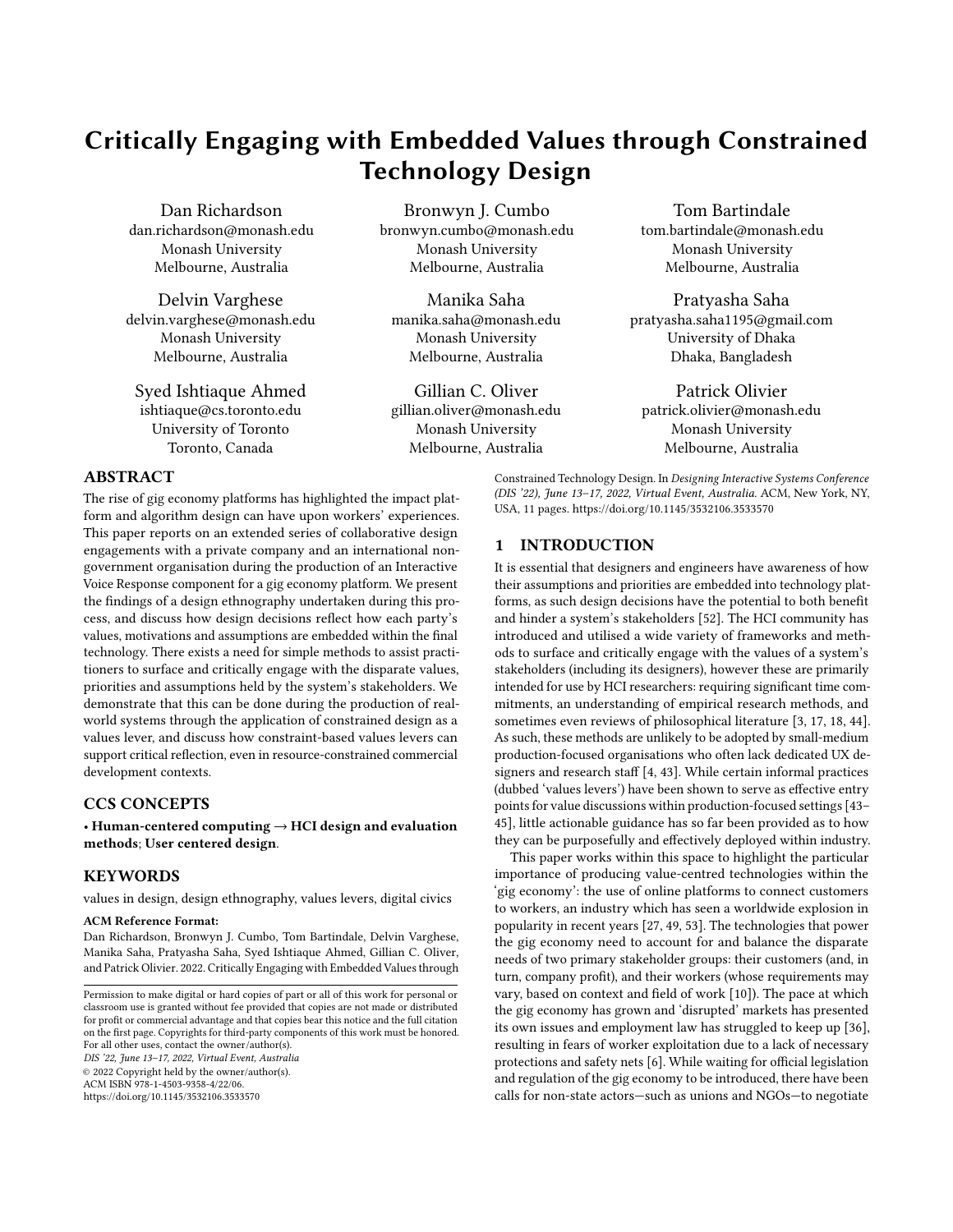# Critically Engaging with Embedded Values through Constrained Technology Design

Dan Richardson
dan.richardson@monash.edu
Monash University
Melbourne, Australia

Bronwyn J. Cumbo
bronwyn.cumbo@monash.edu
Monash University
Melbourne, Australia

Tom Bartindale
tom.bartindale@monash.edu
Monash University
Melbourne, Australia

Delvin Varghese
delvin.varghese@monash.edu
Monash University
Melbourne, Australia

Manika Saha
manika.saha@monash.edu
Monash University
Melbourne, Australia

Pratyasha Saha
pratyasha.saha1195@gmail.com
University of Dhaka
Dhaka, Bangladesh

Syed Ishtiaque Ahmed
ishtiaque@cs.toronto.edu
University of Toronto
Toronto, Canada

Gillian C. Oliver
gillian.oliver@monash.edu
Monash University
Melbourne, Australia

Patrick Olivier
patrick.olivier@monash.edu
Monash University
Melbourne, Australia

## ABSTRACT

The rise of gig economy platforms has highlighted the impact platform and algorithm design can have upon workers' experiences. This paper reports on an extended series of collaborative design engagements with a private company and an international non-government organisation during the production of an Interactive Voice Response component for a gig economy platform. We present the findings of a design ethnography undertaken during this process, and discuss how design decisions reflect how each party's values, motivations and assumptions are embedded within the final technology. There exists a need for simple methods to assist practitioners to surface and critically engage with the disparate values, priorities and assumptions held by the system's stakeholders. We demonstrate that this can be done during the production of real-world systems through the application of constrained design as a values lever, and discuss how constraint-based values levers can support critical reflection, even in resource-constrained commercial development contexts.

## CCS CONCEPTS

• **Human-centered computing → HCI design and evaluation methods**; **User centered design**.

## KEYWORDS

values in design, design ethnography, values levers, digital civics

**ACM Reference Format:**
Dan Richardson, Bronwyn J. Cumbo, Tom Bartindale, Delvin Varghese, Manika Saha, Pratyasha Saha, Syed Ishtiaque Ahmed, Gillian C. Oliver, and Patrick Olivier. 2022. Critically Engaging with Embedded Values through Constrained Technology Design. In *Designing Interactive Systems Conference (DIS '22), June 13–17, 2022, Virtual Event, Australia.* ACM, New York, NY, USA, 11 pages. https://doi.org/10.1145/3532106.3533570

Permission to make digital or hard copies of part or all of this work for personal or classroom use is granted without fee provided that copies are not made or distributed for profit or commercial advantage and that copies bear this notice and the full citation on the first page. Copyrights for third-party components of this work must be honored. For all other uses, contact the owner/author(s).
*DIS '22, June 13–17, 2022, Virtual Event, Australia*
© 2022 Copyright held by the owner/author(s).
ACM ISBN 978-1-4503-9358-4/22/06.
https://doi.org/10.1145/3532106.3533570

## 1 INTRODUCTION

It is essential that designers and engineers have awareness of how their assumptions and priorities are embedded into technology platforms, as such design decisions have the potential to both benefit and hinder a system's stakeholders [52]. The HCI community has introduced and utilised a wide variety of frameworks and methods to surface and critically engage with the values of a system's stakeholders (including its designers), however these are primarily intended for use by HCI researchers: requiring significant time commitments, an understanding of empirical research methods, and sometimes even reviews of philosophical literature [3, 17, 18, 44]. As such, these methods are unlikely to be adopted by small-medium production-focused organisations who often lack dedicated UX designers and research staff [4, 43]. While certain informal practices (dubbed 'values levers') have been shown to serve as effective entry points for value discussions within production-focused settings [43–45], little actionable guidance has so far been provided as to how they can be purposefully and effectively deployed within industry.

This paper works within this space to highlight the particular importance of producing value-centred technologies within the 'gig economy': the use of online platforms to connect customers to workers, an industry which has seen a worldwide explosion in popularity in recent years [27, 49, 53]. The technologies that power the gig economy need to account for and balance the disparate needs of two primary stakeholder groups: their customers (and, in turn, company profit), and their workers (whose requirements may vary, based on context and field of work [10]). The pace at which the gig economy has grown and 'disrupted' markets has presented its own issues and employment law has struggled to keep up [36], resulting in fears of worker exploitation due to a lack of necessary protections and safety nets [6]. While waiting for official legislation and regulation of the gig economy to be introduced, there have been calls for non-state actors—such as unions and NGOs—to negotiate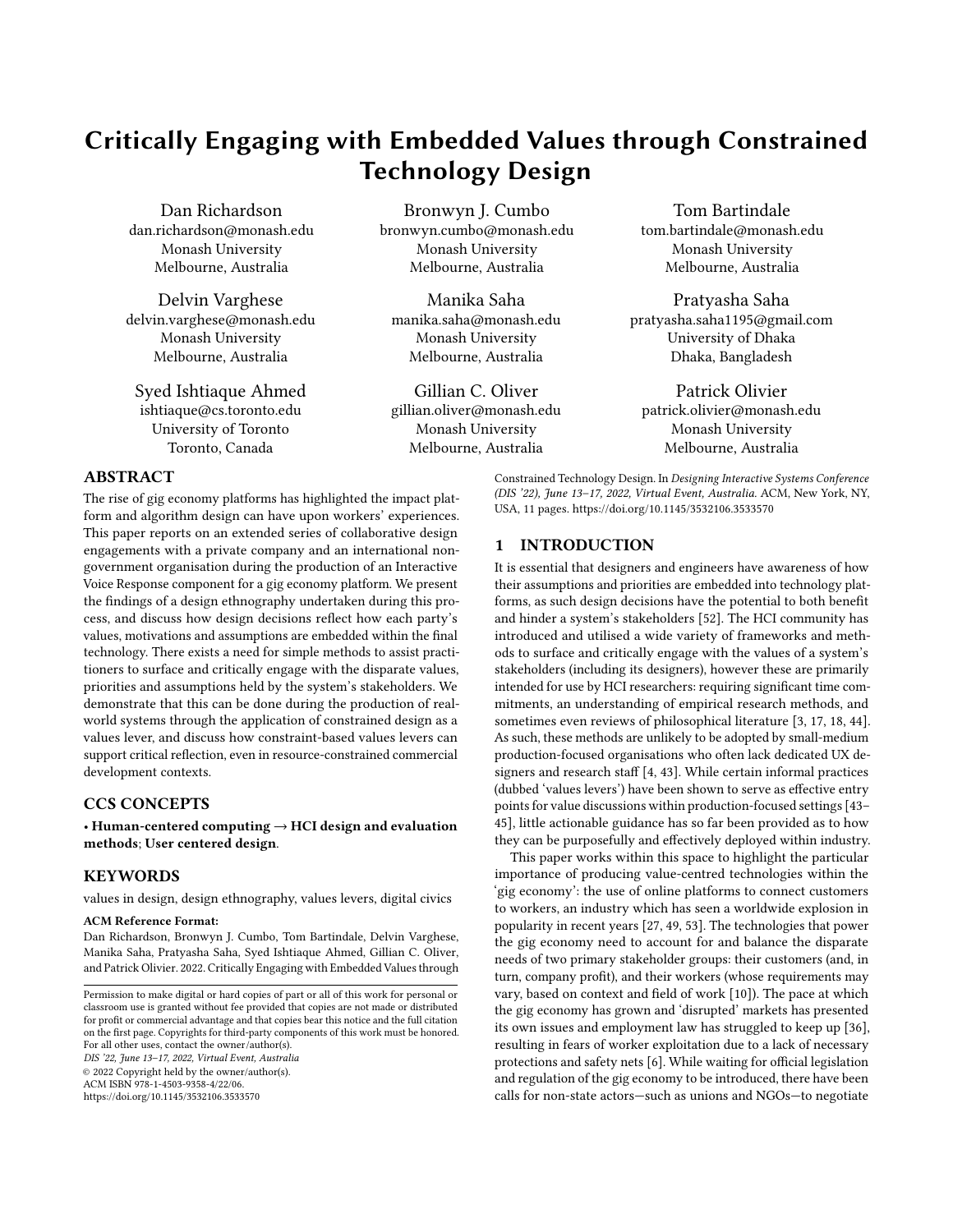# Critically Engaging with Embedded Values through Constrained Technology Design

Dan Richardson
dan.richardson@monash.edu
Monash University
Melbourne, Australia

Bronwyn J. Cumbo
bronwyn.cumbo@monash.edu
Monash University
Melbourne, Australia

Tom Bartindale
tom.bartindale@monash.edu
Monash University
Melbourne, Australia

Delvin Varghese
delvin.varghese@monash.edu
Monash University
Melbourne, Australia

Manika Saha
manika.saha@monash.edu
Monash University
Melbourne, Australia

Pratyasha Saha
pratyasha.saha1195@gmail.com
University of Dhaka
Dhaka, Bangladesh

Syed Ishtiaque Ahmed
ishtiaque@cs.toronto.edu
University of Toronto
Toronto, Canada

Gillian C. Oliver
gillian.oliver@monash.edu
Monash University
Melbourne, Australia

Patrick Olivier
patrick.olivier@monash.edu
Monash University
Melbourne, Australia

## ABSTRACT

The rise of gig economy platforms has highlighted the impact platform and algorithm design can have upon workers' experiences. This paper reports on an extended series of collaborative design engagements with a private company and an international non-government organisation during the production of an Interactive Voice Response component for a gig economy platform. We present the findings of a design ethnography undertaken during this process, and discuss how design decisions reflect how each party's values, motivations and assumptions are embedded within the final technology. There exists a need for simple methods to assist practitioners to surface and critically engage with the disparate values, priorities and assumptions held by the system's stakeholders. We demonstrate that this can be done during the production of real-world systems through the application of constrained design as a values lever, and discuss how constraint-based values levers can support critical reflection, even in resource-constrained commercial development contexts.

## CCS CONCEPTS

• **Human-centered computing → HCI design and evaluation methods**; **User centered design**.

## KEYWORDS

values in design, design ethnography, values levers, digital civics

**ACM Reference Format:**
Dan Richardson, Bronwyn J. Cumbo, Tom Bartindale, Delvin Varghese, Manika Saha, Pratyasha Saha, Syed Ishtiaque Ahmed, Gillian C. Oliver, and Patrick Olivier. 2022. Critically Engaging with Embedded Values through Constrained Technology Design. In *Designing Interactive Systems Conference (DIS '22), June 13–17, 2022, Virtual Event, Australia.* ACM, New York, NY, USA, 11 pages. https://doi.org/10.1145/3532106.3533570

Permission to make digital or hard copies of part or all of this work for personal or classroom use is granted without fee provided that copies are not made or distributed for profit or commercial advantage and that copies bear this notice and the full citation on the first page. Copyrights for third-party components of this work must be honored. For all other uses, contact the owner/author(s).
*DIS '22, June 13–17, 2022, Virtual Event, Australia*
© 2022 Copyright held by the owner/author(s).
ACM ISBN 978-1-4503-9358-4/22/06.
https://doi.org/10.1145/3532106.3533570

## 1 INTRODUCTION

It is essential that designers and engineers have awareness of how their assumptions and priorities are embedded into technology platforms, as such design decisions have the potential to both benefit and hinder a system's stakeholders [52]. The HCI community has introduced and utilised a wide variety of frameworks and methods to surface and critically engage with the values of a system's stakeholders (including its designers), however these are primarily intended for use by HCI researchers: requiring significant time commitments, an understanding of empirical research methods, and sometimes even reviews of philosophical literature [3, 17, 18, 44]. As such, these methods are unlikely to be adopted by small-medium production-focused organisations who often lack dedicated UX designers and research staff [4, 43]. While certain informal practices (dubbed 'values levers') have been shown to serve as effective entry points for value discussions within production-focused settings [43–45], little actionable guidance has so far been provided as to how they can be purposefully and effectively deployed within industry.

This paper works within this space to highlight the particular importance of producing value-centred technologies within the 'gig economy': the use of online platforms to connect customers to workers, an industry which has seen a worldwide explosion in popularity in recent years [27, 49, 53]. The technologies that power the gig economy need to account for and balance the disparate needs of two primary stakeholder groups: their customers (and, in turn, company profit), and their workers (whose requirements may vary, based on context and field of work [10]). The pace at which the gig economy has grown and 'disrupted' markets has presented its own issues and employment law has struggled to keep up [36], resulting in fears of worker exploitation due to a lack of necessary protections and safety nets [6]. While waiting for official legislation and regulation of the gig economy to be introduced, there have been calls for non-state actors—such as unions and NGOs—to negotiate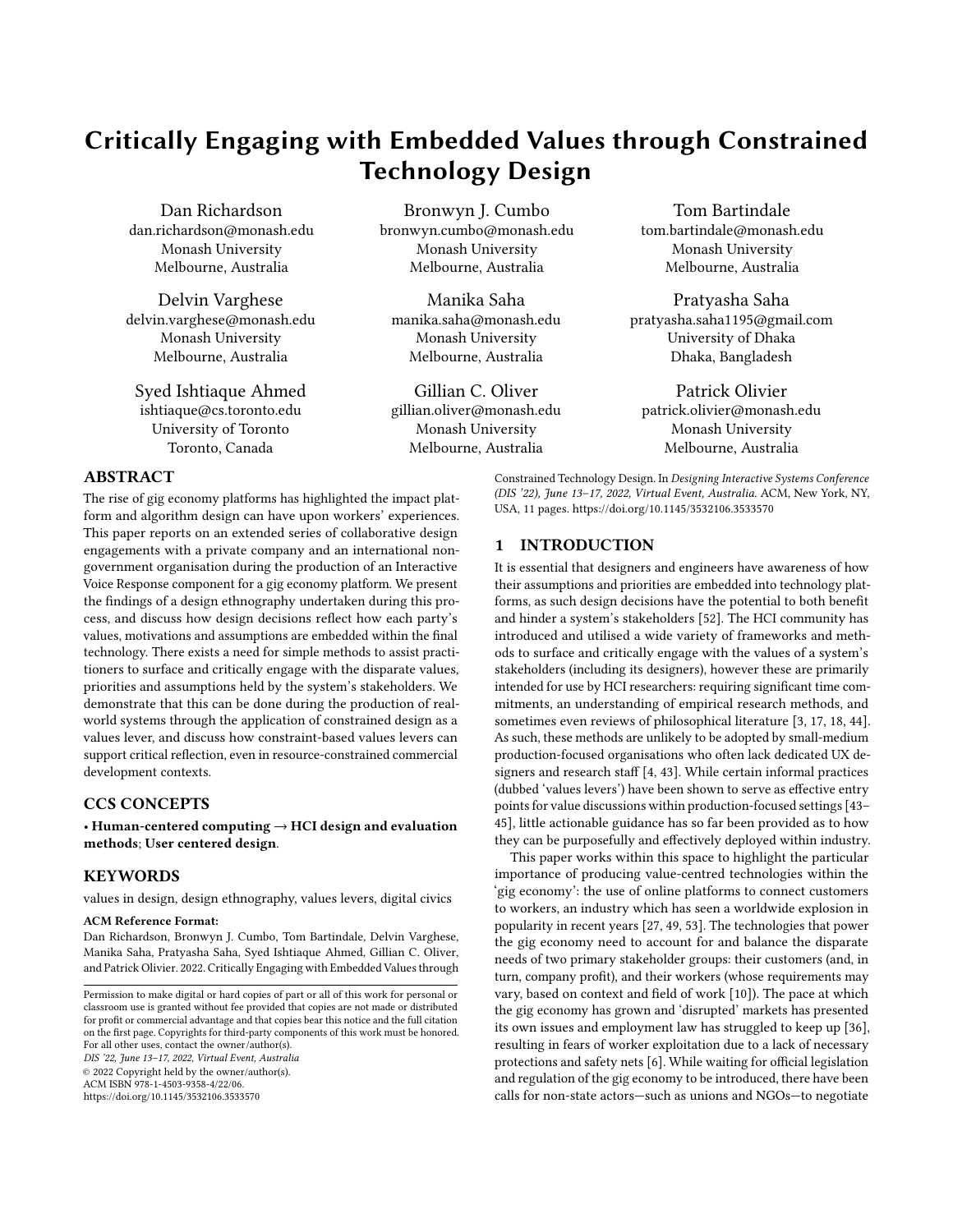# Critically Engaging with Embedded Values through Constrained Technology Design

Dan Richardson
dan.richardson@monash.edu
Monash University
Melbourne, Australia

Bronwyn J. Cumbo
bronwyn.cumbo@monash.edu
Monash University
Melbourne, Australia

Tom Bartindale
tom.bartindale@monash.edu
Monash University
Melbourne, Australia

Delvin Varghese
delvin.varghese@monash.edu
Monash University
Melbourne, Australia

Manika Saha
manika.saha@monash.edu
Monash University
Melbourne, Australia

Pratyasha Saha
pratyasha.saha1195@gmail.com
University of Dhaka
Dhaka, Bangladesh

Syed Ishtiaque Ahmed
ishtiaque@cs.toronto.edu
University of Toronto
Toronto, Canada

Gillian C. Oliver
gillian.oliver@monash.edu
Monash University
Melbourne, Australia

Patrick Olivier
patrick.olivier@monash.edu
Monash University
Melbourne, Australia

## ABSTRACT

The rise of gig economy platforms has highlighted the impact platform and algorithm design can have upon workers' experiences. This paper reports on an extended series of collaborative design engagements with a private company and an international non-government organisation during the production of an Interactive Voice Response component for a gig economy platform. We present the findings of a design ethnography undertaken during this process, and discuss how design decisions reflect how each party's values, motivations and assumptions are embedded within the final technology. There exists a need for simple methods to assist practitioners to surface and critically engage with the disparate values, priorities and assumptions held by the system's stakeholders. We demonstrate that this can be done during the production of real-world systems through the application of constrained design as a values lever, and discuss how constraint-based values levers can support critical reflection, even in resource-constrained commercial development contexts.

## CCS CONCEPTS

• **Human-centered computing → HCI design and evaluation methods**; **User centered design**.

## KEYWORDS

values in design, design ethnography, values levers, digital civics

**ACM Reference Format:**
Dan Richardson, Bronwyn J. Cumbo, Tom Bartindale, Delvin Varghese, Manika Saha, Pratyasha Saha, Syed Ishtiaque Ahmed, Gillian C. Oliver, and Patrick Olivier. 2022. Critically Engaging with Embedded Values through Constrained Technology Design. In *Designing Interactive Systems Conference (DIS '22), June 13–17, 2022, Virtual Event, Australia.* ACM, New York, NY, USA, 11 pages. https://doi.org/10.1145/3532106.3533570

Permission to make digital or hard copies of part or all of this work for personal or classroom use is granted without fee provided that copies are not made or distributed for profit or commercial advantage and that copies bear this notice and the full citation on the first page. Copyrights for third-party components of this work must be honored. For all other uses, contact the owner/author(s).
*DIS '22, June 13–17, 2022, Virtual Event, Australia*
© 2022 Copyright held by the owner/author(s).
ACM ISBN 978-1-4503-9358-4/22/06.
https://doi.org/10.1145/3532106.3533570

## 1 INTRODUCTION

It is essential that designers and engineers have awareness of how their assumptions and priorities are embedded into technology platforms, as such design decisions have the potential to both benefit and hinder a system's stakeholders [52]. The HCI community has introduced and utilised a wide variety of frameworks and methods to surface and critically engage with the values of a system's stakeholders (including its designers), however these are primarily intended for use by HCI researchers: requiring significant time commitments, an understanding of empirical research methods, and sometimes even reviews of philosophical literature [3, 17, 18, 44]. As such, these methods are unlikely to be adopted by small-medium production-focused organisations who often lack dedicated UX designers and research staff [4, 43]. While certain informal practices (dubbed 'values levers') have been shown to serve as effective entry points for value discussions within production-focused settings [43–45], little actionable guidance has so far been provided as to how they can be purposefully and effectively deployed within industry.

This paper works within this space to highlight the particular importance of producing value-centred technologies within the 'gig economy': the use of online platforms to connect customers to workers, an industry which has seen a worldwide explosion in popularity in recent years [27, 49, 53]. The technologies that power the gig economy need to account for and balance the disparate needs of two primary stakeholder groups: their customers (and, in turn, company profit), and their workers (whose requirements may vary, based on context and field of work [10]). The pace at which the gig economy has grown and 'disrupted' markets has presented its own issues and employment law has struggled to keep up [36], resulting in fears of worker exploitation due to a lack of necessary protections and safety nets [6]. While waiting for official legislation and regulation of the gig economy to be introduced, there have been calls for non-state actors—such as unions and NGOs—to negotiate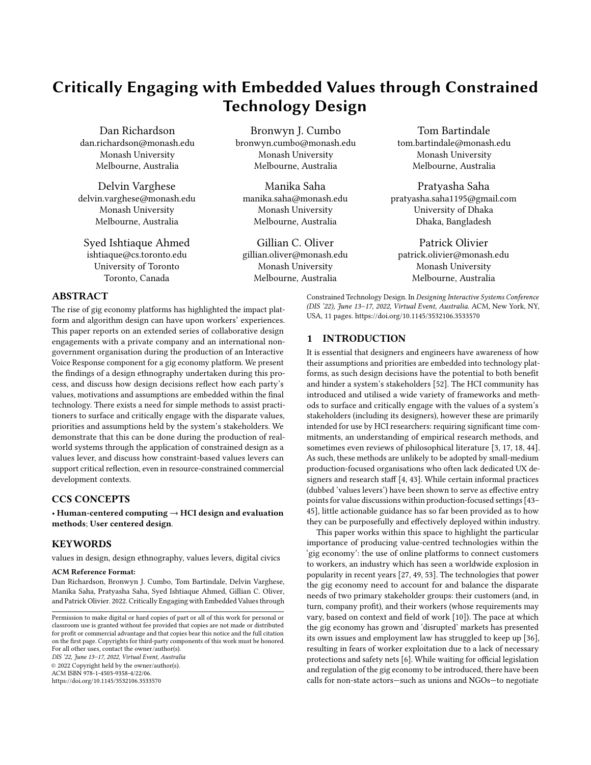# Critically Engaging with Embedded Values through Constrained Technology Design

Dan Richardson
dan.richardson@monash.edu
Monash University
Melbourne, Australia

Bronwyn J. Cumbo
bronwyn.cumbo@monash.edu
Monash University
Melbourne, Australia

Tom Bartindale
tom.bartindale@monash.edu
Monash University
Melbourne, Australia

Delvin Varghese
delvin.varghese@monash.edu
Monash University
Melbourne, Australia

Manika Saha
manika.saha@monash.edu
Monash University
Melbourne, Australia

Pratyasha Saha
pratyasha.saha1195@gmail.com
University of Dhaka
Dhaka, Bangladesh

Syed Ishtiaque Ahmed
ishtiaque@cs.toronto.edu
University of Toronto
Toronto, Canada

Gillian C. Oliver
gillian.oliver@monash.edu
Monash University
Melbourne, Australia

Patrick Olivier
patrick.olivier@monash.edu
Monash University
Melbourne, Australia

## ABSTRACT

The rise of gig economy platforms has highlighted the impact platform and algorithm design can have upon workers' experiences. This paper reports on an extended series of collaborative design engagements with a private company and an international non-government organisation during the production of an Interactive Voice Response component for a gig economy platform. We present the findings of a design ethnography undertaken during this process, and discuss how design decisions reflect how each party's values, motivations and assumptions are embedded within the final technology. There exists a need for simple methods to assist practitioners to surface and critically engage with the disparate values, priorities and assumptions held by the system's stakeholders. We demonstrate that this can be done during the production of real-world systems through the application of constrained design as a values lever, and discuss how constraint-based values levers can support critical reflection, even in resource-constrained commercial development contexts.

## CCS CONCEPTS

• **Human-centered computing → HCI design and evaluation methods**; **User centered design**.

## KEYWORDS

values in design, design ethnography, values levers, digital civics

**ACM Reference Format:**
Dan Richardson, Bronwyn J. Cumbo, Tom Bartindale, Delvin Varghese, Manika Saha, Pratyasha Saha, Syed Ishtiaque Ahmed, Gillian C. Oliver, and Patrick Olivier. 2022. Critically Engaging with Embedded Values through Constrained Technology Design. In *Designing Interactive Systems Conference (DIS '22), June 13–17, 2022, Virtual Event, Australia.* ACM, New York, NY, USA, 11 pages. https://doi.org/10.1145/3532106.3533570

Permission to make digital or hard copies of part or all of this work for personal or classroom use is granted without fee provided that copies are not made or distributed for profit or commercial advantage and that copies bear this notice and the full citation on the first page. Copyrights for third-party components of this work must be honored. For all other uses, contact the owner/author(s).
*DIS '22, June 13–17, 2022, Virtual Event, Australia*
© 2022 Copyright held by the owner/author(s).
ACM ISBN 978-1-4503-9358-4/22/06.
https://doi.org/10.1145/3532106.3533570

## 1 INTRODUCTION

It is essential that designers and engineers have awareness of how their assumptions and priorities are embedded into technology platforms, as such design decisions have the potential to both benefit and hinder a system's stakeholders [52]. The HCI community has introduced and utilised a wide variety of frameworks and methods to surface and critically engage with the values of a system's stakeholders (including its designers), however these are primarily intended for use by HCI researchers: requiring significant time commitments, an understanding of empirical research methods, and sometimes even reviews of philosophical literature [3, 17, 18, 44]. As such, these methods are unlikely to be adopted by small-medium production-focused organisations who often lack dedicated UX designers and research staff [4, 43]. While certain informal practices (dubbed 'values levers') have been shown to serve as effective entry points for value discussions within production-focused settings [43–45], little actionable guidance has so far been provided as to how they can be purposefully and effectively deployed within industry.

This paper works within this space to highlight the particular importance of producing value-centred technologies within the 'gig economy': the use of online platforms to connect customers to workers, an industry which has seen a worldwide explosion in popularity in recent years [27, 49, 53]. The technologies that power the gig economy need to account for and balance the disparate needs of two primary stakeholder groups: their customers (and, in turn, company profit), and their workers (whose requirements may vary, based on context and field of work [10]). The pace at which the gig economy has grown and 'disrupted' markets has presented its own issues and employment law has struggled to keep up [36], resulting in fears of worker exploitation due to a lack of necessary protections and safety nets [6]. While waiting for official legislation and regulation of the gig economy to be introduced, there have been calls for non-state actors—such as unions and NGOs—to negotiate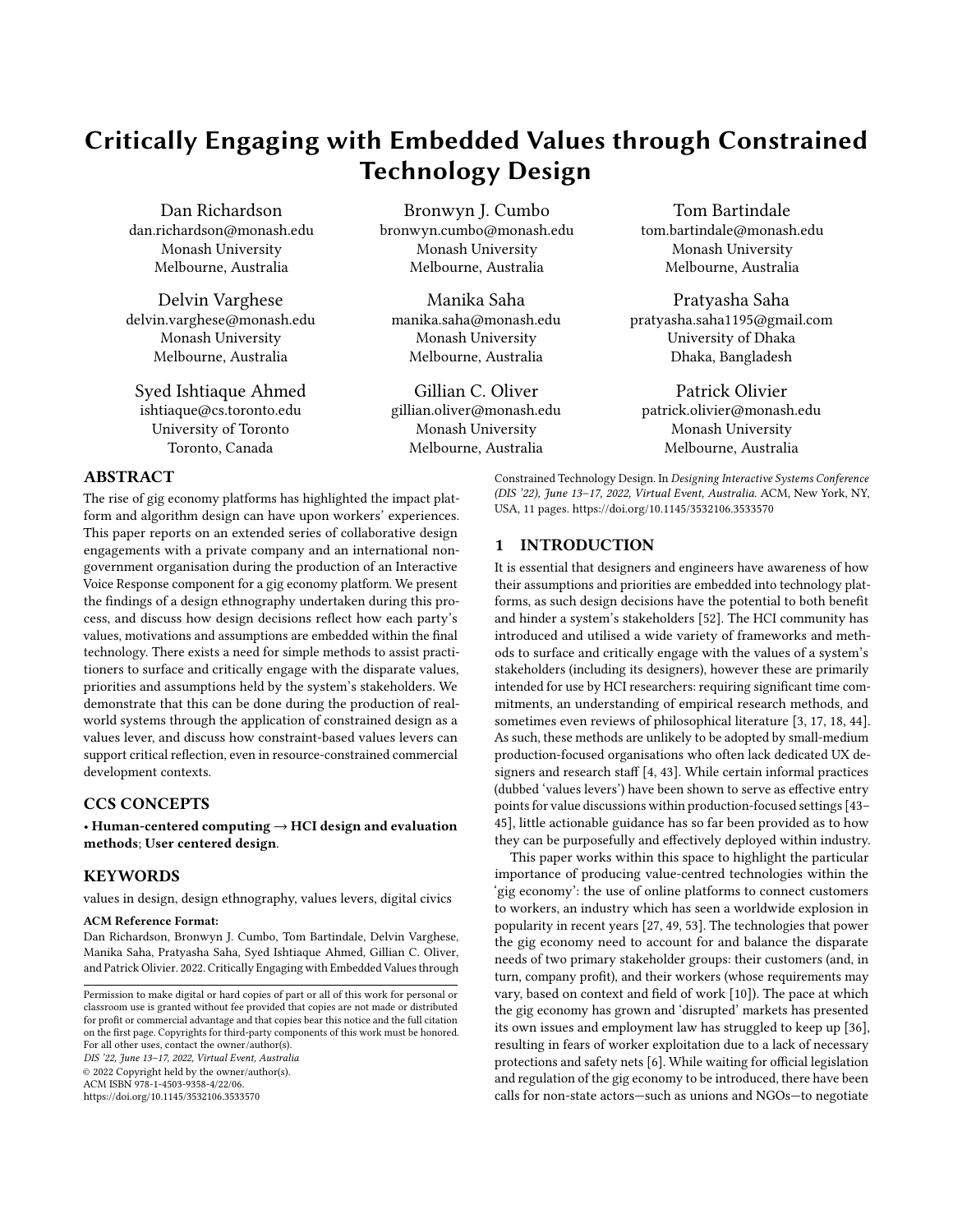# Critically Engaging with Embedded Values through Constrained Technology Design

Dan Richardson
dan.richardson@monash.edu
Monash University
Melbourne, Australia

Bronwyn J. Cumbo
bronwyn.cumbo@monash.edu
Monash University
Melbourne, Australia

Tom Bartindale
tom.bartindale@monash.edu
Monash University
Melbourne, Australia

Delvin Varghese
delvin.varghese@monash.edu
Monash University
Melbourne, Australia

Manika Saha
manika.saha@monash.edu
Monash University
Melbourne, Australia

Pratyasha Saha
pratyasha.saha1195@gmail.com
University of Dhaka
Dhaka, Bangladesh

Syed Ishtiaque Ahmed
ishtiaque@cs.toronto.edu
University of Toronto
Toronto, Canada

Gillian C. Oliver
gillian.oliver@monash.edu
Monash University
Melbourne, Australia

Patrick Olivier
patrick.olivier@monash.edu
Monash University
Melbourne, Australia

## ABSTRACT

The rise of gig economy platforms has highlighted the impact platform and algorithm design can have upon workers' experiences. This paper reports on an extended series of collaborative design engagements with a private company and an international non-government organisation during the production of an Interactive Voice Response component for a gig economy platform. We present the findings of a design ethnography undertaken during this process, and discuss how design decisions reflect how each party's values, motivations and assumptions are embedded within the final technology. There exists a need for simple methods to assist practitioners to surface and critically engage with the disparate values, priorities and assumptions held by the system's stakeholders. We demonstrate that this can be done during the production of real-world systems through the application of constrained design as a values lever, and discuss how constraint-based values levers can support critical reflection, even in resource-constrained commercial development contexts.

## CCS CONCEPTS

• **Human-centered computing → HCI design and evaluation methods**; **User centered design**.

## KEYWORDS

values in design, design ethnography, values levers, digital civics

**ACM Reference Format:**
Dan Richardson, Bronwyn J. Cumbo, Tom Bartindale, Delvin Varghese, Manika Saha, Pratyasha Saha, Syed Ishtiaque Ahmed, Gillian C. Oliver, and Patrick Olivier. 2022. Critically Engaging with Embedded Values through Constrained Technology Design. In *Designing Interactive Systems Conference (DIS '22), June 13–17, 2022, Virtual Event, Australia.* ACM, New York, NY, USA, 11 pages. https://doi.org/10.1145/3532106.3533570

Permission to make digital or hard copies of part or all of this work for personal or classroom use is granted without fee provided that copies are not made or distributed for profit or commercial advantage and that copies bear this notice and the full citation on the first page. Copyrights for third-party components of this work must be honored. For all other uses, contact the owner/author(s).
*DIS '22, June 13–17, 2022, Virtual Event, Australia*
© 2022 Copyright held by the owner/author(s).
ACM ISBN 978-1-4503-9358-4/22/06.
https://doi.org/10.1145/3532106.3533570

## 1 INTRODUCTION

It is essential that designers and engineers have awareness of how their assumptions and priorities are embedded into technology platforms, as such design decisions have the potential to both benefit and hinder a system's stakeholders [52]. The HCI community has introduced and utilised a wide variety of frameworks and methods to surface and critically engage with the values of a system's stakeholders (including its designers), however these are primarily intended for use by HCI researchers: requiring significant time commitments, an understanding of empirical research methods, and sometimes even reviews of philosophical literature [3, 17, 18, 44]. As such, these methods are unlikely to be adopted by small-medium production-focused organisations who often lack dedicated UX designers and research staff [4, 43]. While certain informal practices (dubbed 'values levers') have been shown to serve as effective entry points for value discussions within production-focused settings [43–45], little actionable guidance has so far been provided as to how they can be purposefully and effectively deployed within industry.

This paper works within this space to highlight the particular importance of producing value-centred technologies within the 'gig economy': the use of online platforms to connect customers to workers, an industry which has seen a worldwide explosion in popularity in recent years [27, 49, 53]. The technologies that power the gig economy need to account for and balance the disparate needs of two primary stakeholder groups: their customers (and, in turn, company profit), and their workers (whose requirements may vary, based on context and field of work [10]). The pace at which the gig economy has grown and 'disrupted' markets has presented its own issues and employment law has struggled to keep up [36], resulting in fears of worker exploitation due to a lack of necessary protections and safety nets [6]. While waiting for official legislation and regulation of the gig economy to be introduced, there have been calls for non-state actors—such as unions and NGOs—to negotiate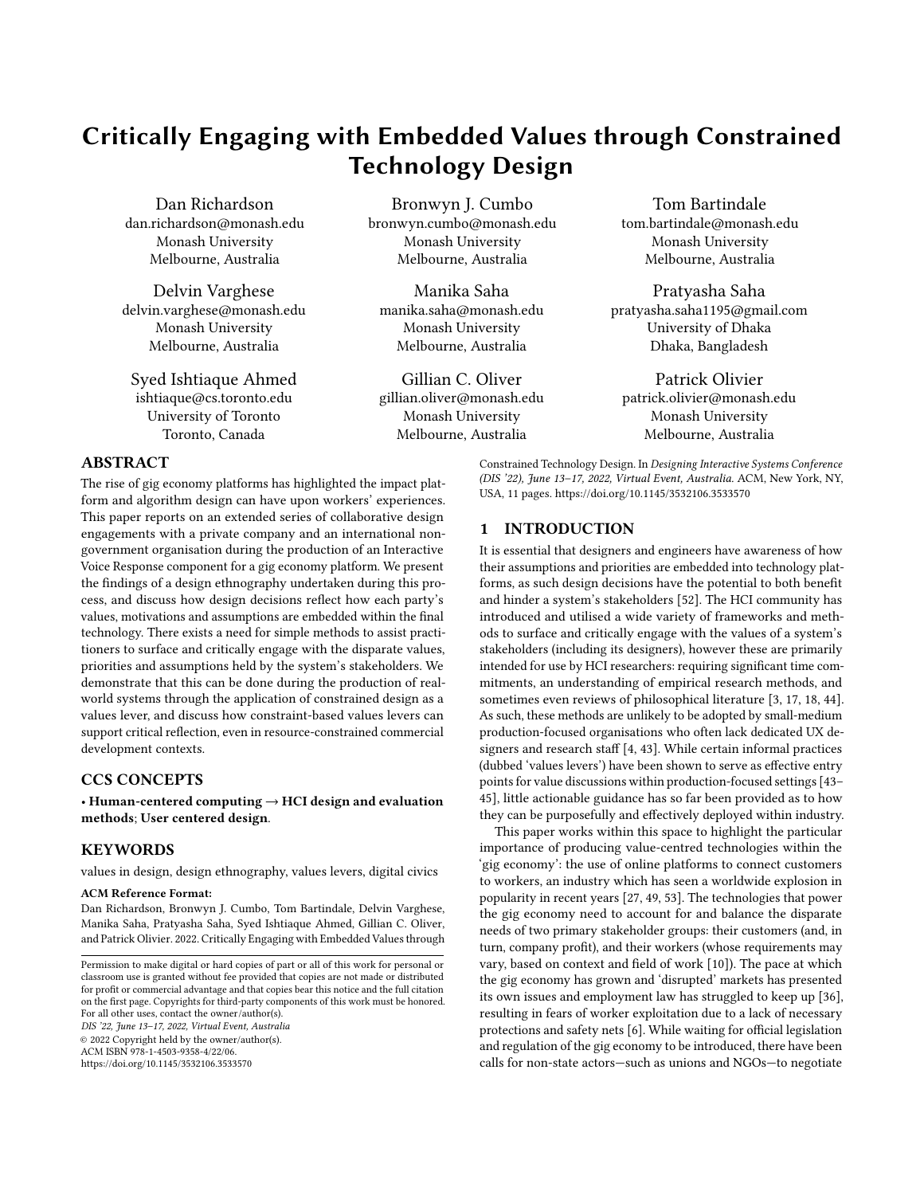# Critically Engaging with Embedded Values through Constrained Technology Design

Dan Richardson
dan.richardson@monash.edu
Monash University
Melbourne, Australia

Bronwyn J. Cumbo
bronwyn.cumbo@monash.edu
Monash University
Melbourne, Australia

Tom Bartindale
tom.bartindale@monash.edu
Monash University
Melbourne, Australia

Delvin Varghese
delvin.varghese@monash.edu
Monash University
Melbourne, Australia

Manika Saha
manika.saha@monash.edu
Monash University
Melbourne, Australia

Pratyasha Saha
pratyasha.saha1195@gmail.com
University of Dhaka
Dhaka, Bangladesh

Syed Ishtiaque Ahmed
ishtiaque@cs.toronto.edu
University of Toronto
Toronto, Canada

Gillian C. Oliver
gillian.oliver@monash.edu
Monash University
Melbourne, Australia

Patrick Olivier
patrick.olivier@monash.edu
Monash University
Melbourne, Australia

## ABSTRACT

The rise of gig economy platforms has highlighted the impact platform and algorithm design can have upon workers' experiences. This paper reports on an extended series of collaborative design engagements with a private company and an international non-government organisation during the production of an Interactive Voice Response component for a gig economy platform. We present the findings of a design ethnography undertaken during this process, and discuss how design decisions reflect how each party's values, motivations and assumptions are embedded within the final technology. There exists a need for simple methods to assist practitioners to surface and critically engage with the disparate values, priorities and assumptions held by the system's stakeholders. We demonstrate that this can be done during the production of real-world systems through the application of constrained design as a values lever, and discuss how constraint-based values levers can support critical reflection, even in resource-constrained commercial development contexts.

## CCS CONCEPTS

• **Human-centered computing → HCI design and evaluation methods**; **User centered design**.

## KEYWORDS

values in design, design ethnography, values levers, digital civics

**ACM Reference Format:**
Dan Richardson, Bronwyn J. Cumbo, Tom Bartindale, Delvin Varghese, Manika Saha, Pratyasha Saha, Syed Ishtiaque Ahmed, Gillian C. Oliver, and Patrick Olivier. 2022. Critically Engaging with Embedded Values through Constrained Technology Design. In *Designing Interactive Systems Conference (DIS '22), June 13–17, 2022, Virtual Event, Australia.* ACM, New York, NY, USA, 11 pages. https://doi.org/10.1145/3532106.3533570

Permission to make digital or hard copies of part or all of this work for personal or classroom use is granted without fee provided that copies are not made or distributed for profit or commercial advantage and that copies bear this notice and the full citation on the first page. Copyrights for third-party components of this work must be honored. For all other uses, contact the owner/author(s).
*DIS '22, June 13–17, 2022, Virtual Event, Australia*
© 2022 Copyright held by the owner/author(s).
ACM ISBN 978-1-4503-9358-4/22/06.
https://doi.org/10.1145/3532106.3533570

## 1 INTRODUCTION

It is essential that designers and engineers have awareness of how their assumptions and priorities are embedded into technology platforms, as such design decisions have the potential to both benefit and hinder a system's stakeholders [52]. The HCI community has introduced and utilised a wide variety of frameworks and methods to surface and critically engage with the values of a system's stakeholders (including its designers), however these are primarily intended for use by HCI researchers: requiring significant time commitments, an understanding of empirical research methods, and sometimes even reviews of philosophical literature [3, 17, 18, 44]. As such, these methods are unlikely to be adopted by small-medium production-focused organisations who often lack dedicated UX designers and research staff [4, 43]. While certain informal practices (dubbed 'values levers') have been shown to serve as effective entry points for value discussions within production-focused settings [43–45], little actionable guidance has so far been provided as to how they can be purposefully and effectively deployed within industry.

This paper works within this space to highlight the particular importance of producing value-centred technologies within the 'gig economy': the use of online platforms to connect customers to workers, an industry which has seen a worldwide explosion in popularity in recent years [27, 49, 53]. The technologies that power the gig economy need to account for and balance the disparate needs of two primary stakeholder groups: their customers (and, in turn, company profit), and their workers (whose requirements may vary, based on context and field of work [10]). The pace at which the gig economy has grown and 'disrupted' markets has presented its own issues and employment law has struggled to keep up [36], resulting in fears of worker exploitation due to a lack of necessary protections and safety nets [6]. While waiting for official legislation and regulation of the gig economy to be introduced, there have been calls for non-state actors—such as unions and NGOs—to negotiate